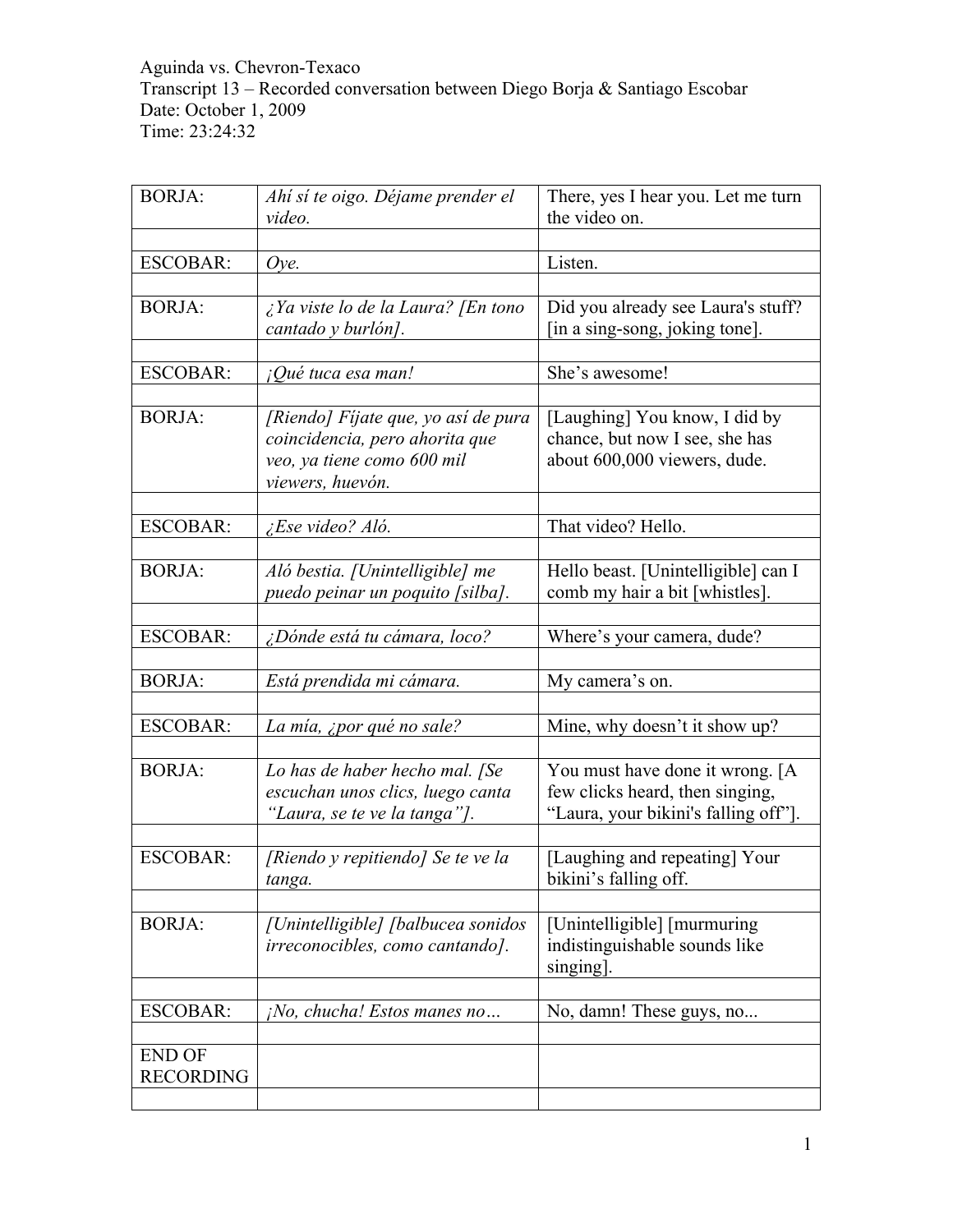Aguinda vs. Chevron-Texaco
Transcript 13 – Recorded conversation between Diego Borja & Santiago Escobar
Date: October 1, 2009
Time: 23:24:32

| | | |
|---|---|---|
| BORJA: | *Ahí sí te oigo. Déjame prender el video.* | There, yes I hear you. Let me turn the video on. |
| | | |
| ESCOBAR: | *Oye.* | Listen. |
| | | |
| BORJA: | *¿Ya viste lo de la Laura? [En tono cantado y burlón].* | Did you already see Laura's stuff? [in a sing-song, joking tone]. |
| | | |
| ESCOBAR: | *¡Qué tuca esa man!* | She's awesome! |
| | | |
| BORJA: | *[Riendo] Fíjate que, yo así de pura coincidencia, pero ahorita que veo, ya tiene como 600 mil viewers, huevón.* | [Laughing] You know, I did by chance, but now I see, she has about 600,000 viewers, dude. |
| | | |
| ESCOBAR: | *¿Ese video? Aló.* | That video? Hello. |
| | | |
| BORJA: | *Aló bestia. [Unintelligible] me puedo peinar un poquito [silba].* | Hello beast. [Unintelligible] can I comb my hair a bit [whistles]. |
| | | |
| ESCOBAR: | *¿Dónde está tu cámara, loco?* | Where's your camera, dude? |
| | | |
| BORJA: | *Está prendida mi cámara.* | My camera's on. |
| | | |
| ESCOBAR: | *La mía, ¿por qué no sale?* | Mine, why doesn't it show up? |
| | | |
| BORJA: | *Lo has de haber hecho mal. [Se escuchan unos clics, luego canta "Laura, se te ve la tanga"].* | You must have done it wrong. [A few clicks heard, then singing, "Laura, your bikini's falling off"]. |
| | | |
| ESCOBAR: | *[Riendo y repitiendo] Se te ve la tanga.* | [Laughing and repeating] Your bikini's falling off. |
| | | |
| BORJA: | *[Unintelligible] [balbucea sonidos irreconocibles, como cantando].* | [Unintelligible] [murmuring indistinguishable sounds like singing]. |
| | | |
| ESCOBAR: | *¡No, chucha! Estos manes no…* | No, damn! These guys, no... |
| | | |
| END OF RECORDING | | |
| | | |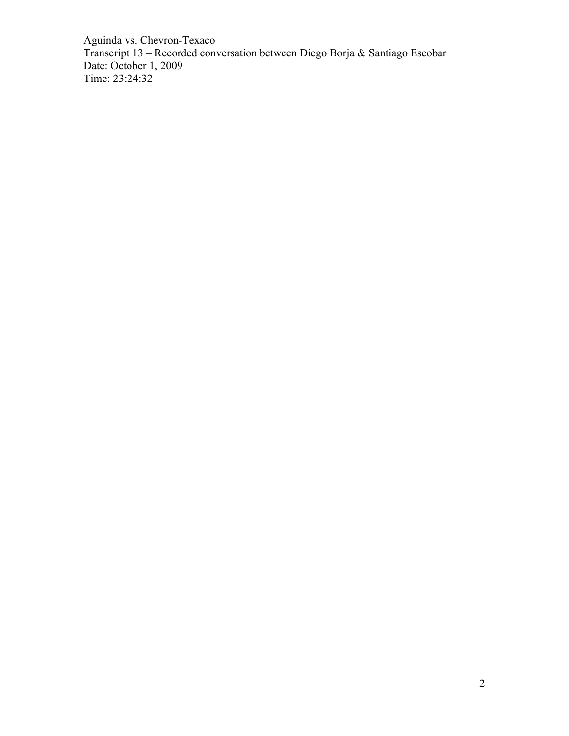Aguinda vs. Chevron-Texaco
Transcript 13 – Recorded conversation between Diego Borja & Santiago Escobar
Date: October 1, 2009
Time: 23:24:32